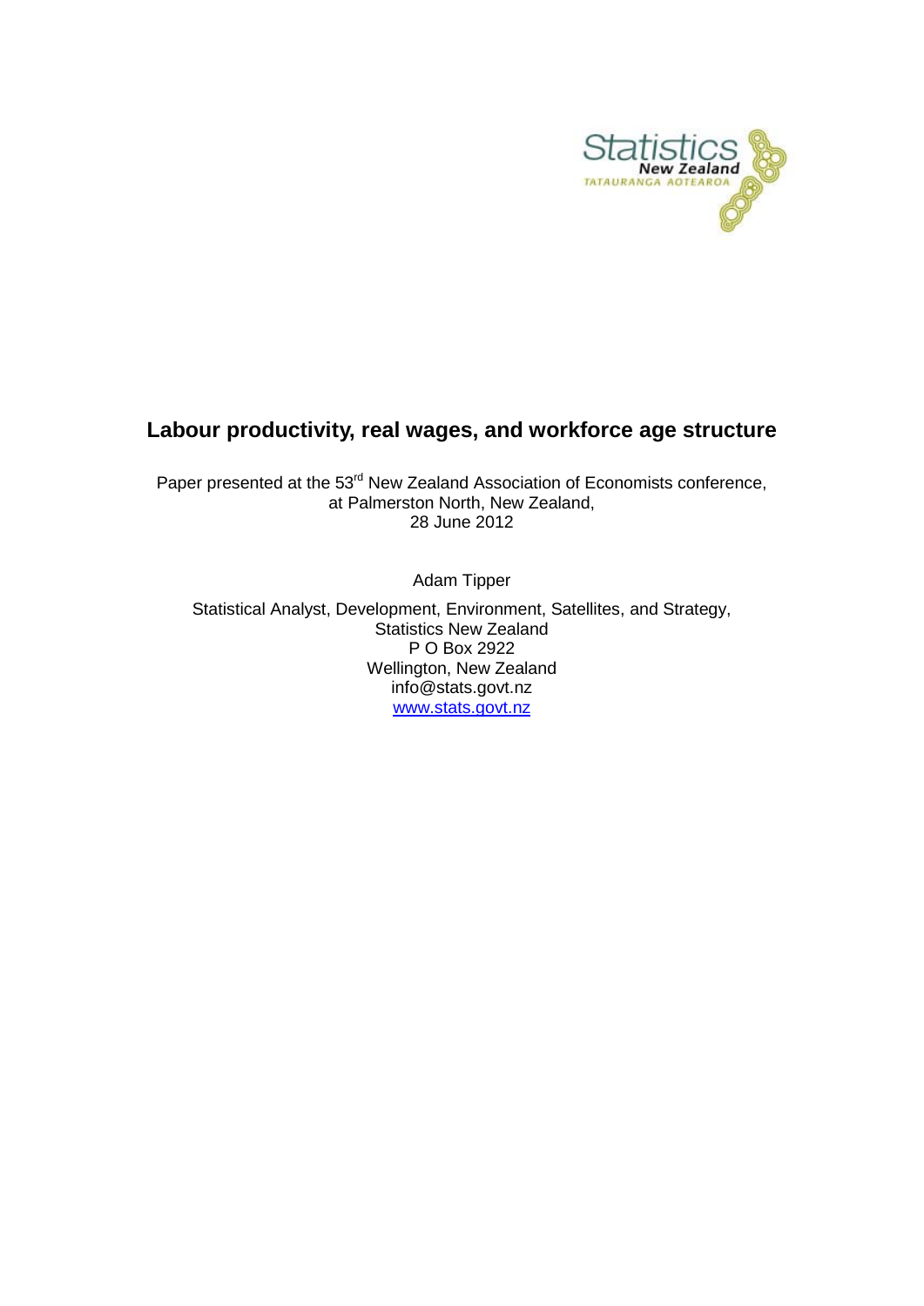Statistics New Zealand

TATAURANGA AOTEAROA

# Labour productivity, real wages, and workforce age structure

Paper presented at the 53rd New Zealand Association of Economists conference, at Palmerston North, New Zealand, 28 June 2012

Adam Tipper

Statistical Analyst, Development, Environment, Satellites, and Strategy,
Statistics New Zealand
P O Box 2922
Wellington, New Zealand
info@stats.govt.nz
www.stats.govt.nz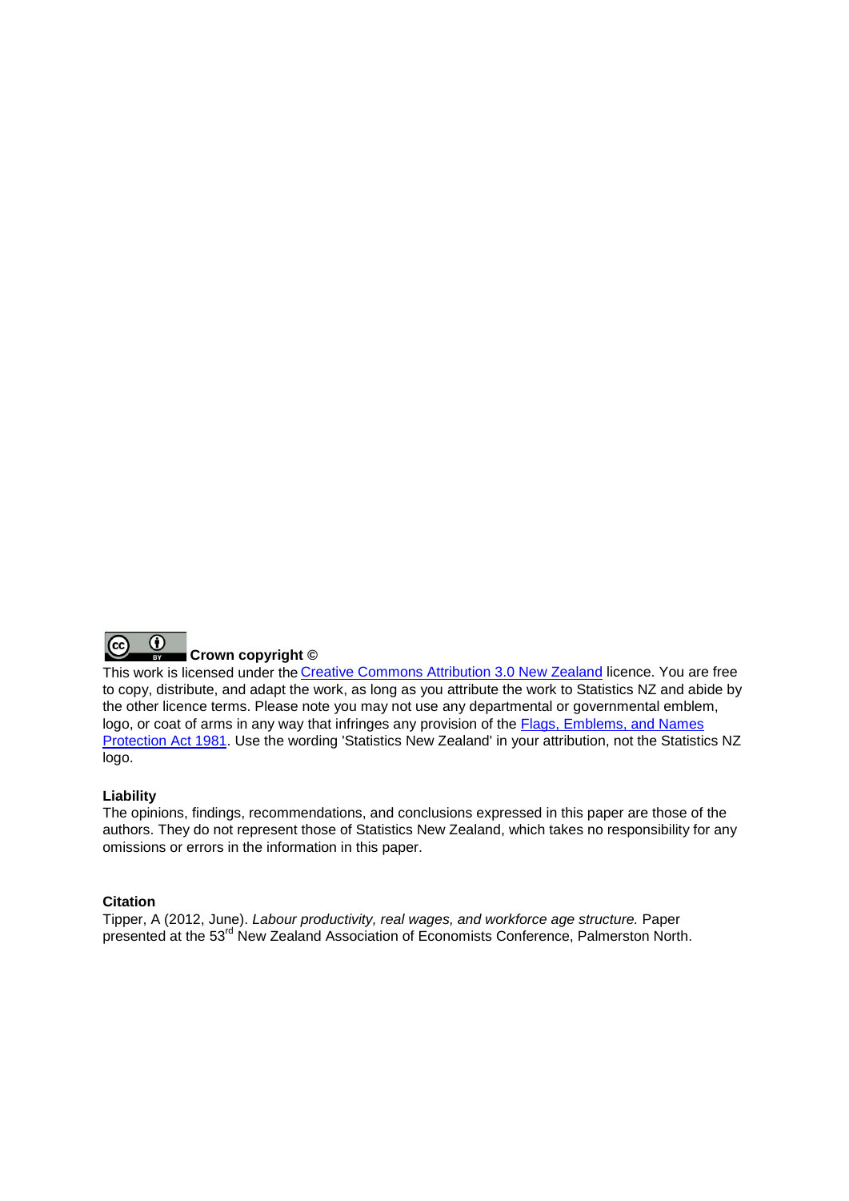**Crown copyright ©**

This work is licensed under the [Creative Commons Attribution 3.0 New Zealand](#) licence. You are free to copy, distribute, and adapt the work, as long as you attribute the work to Statistics NZ and abide by the other licence terms. Please note you may not use any departmental or governmental emblem, logo, or coat of arms in any way that infringes any provision of the [Flags, Emblems, and Names Protection Act 1981](#). Use the wording 'Statistics New Zealand' in your attribution, not the Statistics NZ logo.

**Liability**

The opinions, findings, recommendations, and conclusions expressed in this paper are those of the authors. They do not represent those of Statistics New Zealand, which takes no responsibility for any omissions or errors in the information in this paper.

**Citation**

Tipper, A (2012, June). *Labour productivity, real wages, and workforce age structure.* Paper presented at the 53rd New Zealand Association of Economists Conference, Palmerston North.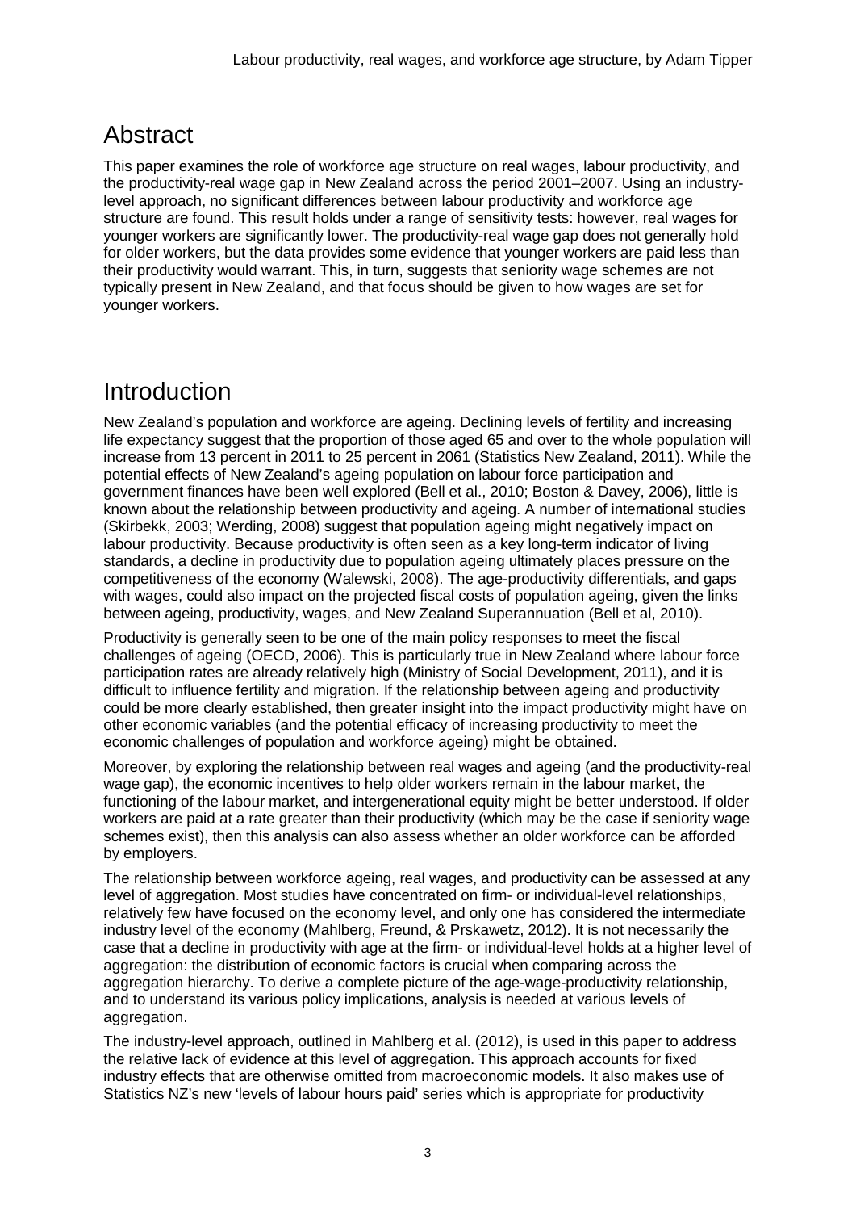# Abstract

This paper examines the role of workforce age structure on real wages, labour productivity, and the productivity-real wage gap in New Zealand across the period 2001–2007. Using an industry-level approach, no significant differences between labour productivity and workforce age structure are found. This result holds under a range of sensitivity tests: however, real wages for younger workers are significantly lower. The productivity-real wage gap does not generally hold for older workers, but the data provides some evidence that younger workers are paid less than their productivity would warrant. This, in turn, suggests that seniority wage schemes are not typically present in New Zealand, and that focus should be given to how wages are set for younger workers.

# Introduction

New Zealand's population and workforce are ageing. Declining levels of fertility and increasing life expectancy suggest that the proportion of those aged 65 and over to the whole population will increase from 13 percent in 2011 to 25 percent in 2061 (Statistics New Zealand, 2011). While the potential effects of New Zealand's ageing population on labour force participation and government finances have been well explored (Bell et al., 2010; Boston & Davey, 2006), little is known about the relationship between productivity and ageing. A number of international studies (Skirbekk, 2003; Werding, 2008) suggest that population ageing might negatively impact on labour productivity. Because productivity is often seen as a key long-term indicator of living standards, a decline in productivity due to population ageing ultimately places pressure on the competitiveness of the economy (Walewski, 2008). The age-productivity differentials, and gaps with wages, could also impact on the projected fiscal costs of population ageing, given the links between ageing, productivity, wages, and New Zealand Superannuation (Bell et al, 2010).

Productivity is generally seen to be one of the main policy responses to meet the fiscal challenges of ageing (OECD, 2006). This is particularly true in New Zealand where labour force participation rates are already relatively high (Ministry of Social Development, 2011), and it is difficult to influence fertility and migration. If the relationship between ageing and productivity could be more clearly established, then greater insight into the impact productivity might have on other economic variables (and the potential efficacy of increasing productivity to meet the economic challenges of population and workforce ageing) might be obtained.

Moreover, by exploring the relationship between real wages and ageing (and the productivity-real wage gap), the economic incentives to help older workers remain in the labour market, the functioning of the labour market, and intergenerational equity might be better understood. If older workers are paid at a rate greater than their productivity (which may be the case if seniority wage schemes exist), then this analysis can also assess whether an older workforce can be afforded by employers.

The relationship between workforce ageing, real wages, and productivity can be assessed at any level of aggregation. Most studies have concentrated on firm- or individual-level relationships, relatively few have focused on the economy level, and only one has considered the intermediate industry level of the economy (Mahlberg, Freund, & Prskawetz, 2012). It is not necessarily the case that a decline in productivity with age at the firm- or individual-level holds at a higher level of aggregation: the distribution of economic factors is crucial when comparing across the aggregation hierarchy. To derive a complete picture of the age-wage-productivity relationship, and to understand its various policy implications, analysis is needed at various levels of aggregation.

The industry-level approach, outlined in Mahlberg et al. (2012), is used in this paper to address the relative lack of evidence at this level of aggregation. This approach accounts for fixed industry effects that are otherwise omitted from macroeconomic models. It also makes use of Statistics NZ's new 'levels of labour hours paid' series which is appropriate for productivity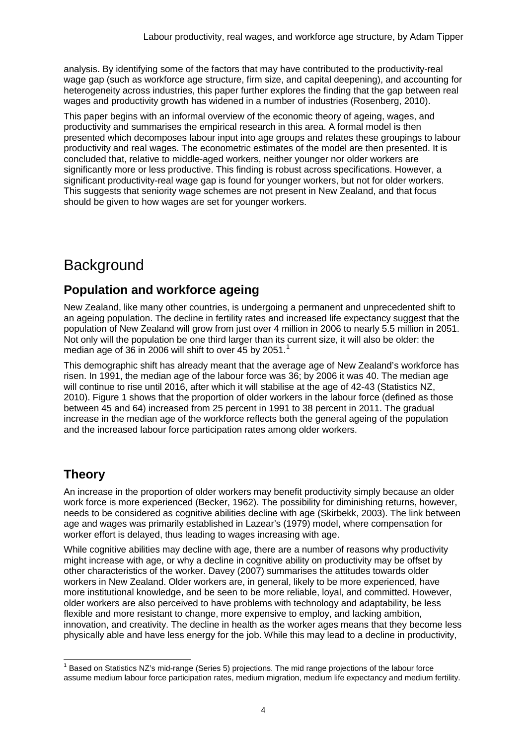analysis. By identifying some of the factors that may have contributed to the productivity-real wage gap (such as workforce age structure, firm size, and capital deepening), and accounting for heterogeneity across industries, this paper further explores the finding that the gap between real wages and productivity growth has widened in a number of industries (Rosenberg, 2010).

This paper begins with an informal overview of the economic theory of ageing, wages, and productivity and summarises the empirical research in this area. A formal model is then presented which decomposes labour input into age groups and relates these groupings to labour productivity and real wages. The econometric estimates of the model are then presented. It is concluded that, relative to middle-aged workers, neither younger nor older workers are significantly more or less productive. This finding is robust across specifications. However, a significant productivity-real wage gap is found for younger workers, but not for older workers. This suggests that seniority wage schemes are not present in New Zealand, and that focus should be given to how wages are set for younger workers.

# Background

## Population and workforce ageing

New Zealand, like many other countries, is undergoing a permanent and unprecedented shift to an ageing population. The decline in fertility rates and increased life expectancy suggest that the population of New Zealand will grow from just over 4 million in 2006 to nearly 5.5 million in 2051. Not only will the population be one third larger than its current size, it will also be older: the median age of 36 in 2006 will shift to over 45 by 2051.[1]

This demographic shift has already meant that the average age of New Zealand's workforce has risen. In 1991, the median age of the labour force was 36; by 2006 it was 40. The median age will continue to rise until 2016, after which it will stabilise at the age of 42-43 (Statistics NZ, 2010). Figure 1 shows that the proportion of older workers in the labour force (defined as those between 45 and 64) increased from 25 percent in 1991 to 38 percent in 2011. The gradual increase in the median age of the workforce reflects both the general ageing of the population and the increased labour force participation rates among older workers.

## Theory

An increase in the proportion of older workers may benefit productivity simply because an older work force is more experienced (Becker, 1962). The possibility for diminishing returns, however, needs to be considered as cognitive abilities decline with age (Skirbekk, 2003). The link between age and wages was primarily established in Lazear's (1979) model, where compensation for worker effort is delayed, thus leading to wages increasing with age.

While cognitive abilities may decline with age, there are a number of reasons why productivity might increase with age, or why a decline in cognitive ability on productivity may be offset by other characteristics of the worker. Davey (2007) summarises the attitudes towards older workers in New Zealand. Older workers are, in general, likely to be more experienced, have more institutional knowledge, and be seen to be more reliable, loyal, and committed. However, older workers are also perceived to have problems with technology and adaptability, be less flexible and more resistant to change, more expensive to employ, and lacking ambition, innovation, and creativity. The decline in health as the worker ages means that they become less physically able and have less energy for the job. While this may lead to a decline in productivity,

[1] Based on Statistics NZ's mid-range (Series 5) projections. The mid range projections of the labour force assume medium labour force participation rates, medium migration, medium life expectancy and medium fertility.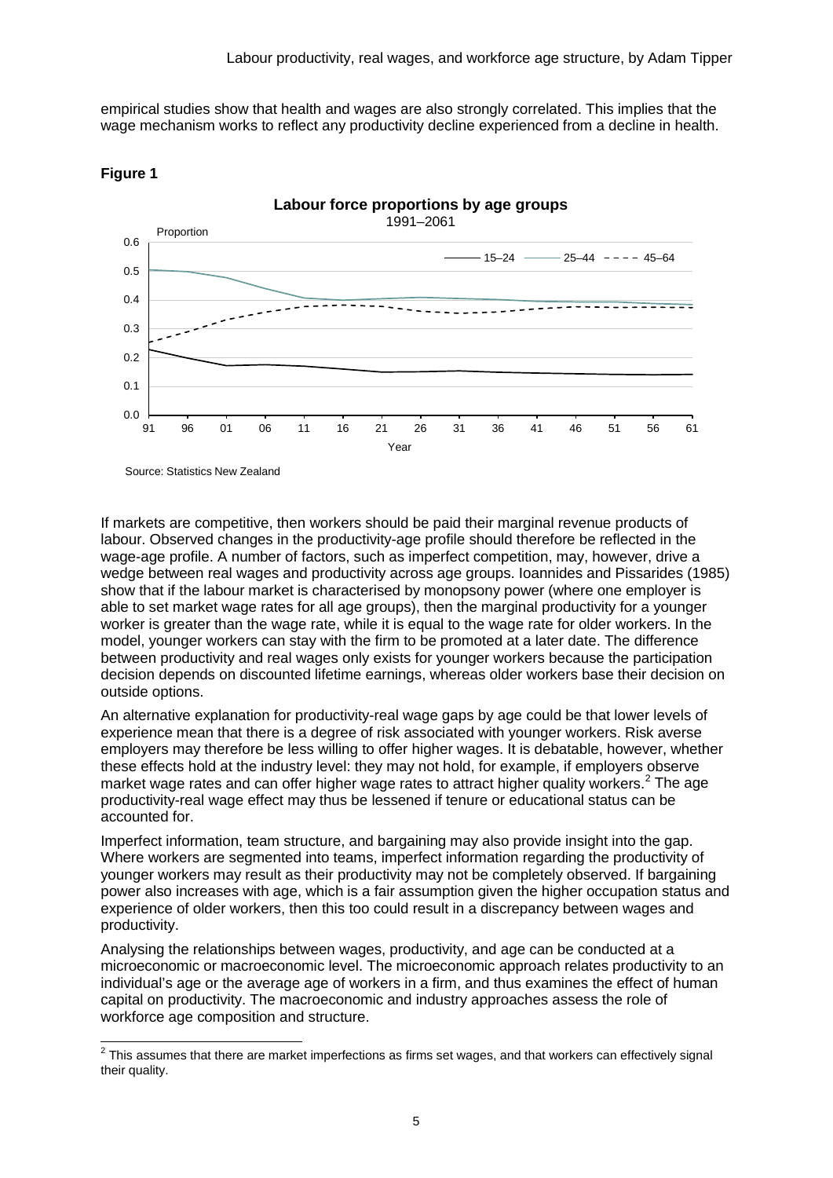empirical studies show that health and wages are also strongly correlated. This implies that the wage mechanism works to reflect any productivity decline experienced from a decline in health.

**Figure 1**

**Labour force proportions by age groups**
1991–2061

Source: Statistics New Zealand

If markets are competitive, then workers should be paid their marginal revenue products of labour. Observed changes in the productivity-age profile should therefore be reflected in the wage-age profile. A number of factors, such as imperfect competition, may, however, drive a wedge between real wages and productivity across age groups. Ioannides and Pissarides (1985) show that if the labour market is characterised by monopsony power (where one employer is able to set market wage rates for all age groups), then the marginal productivity for a younger worker is greater than the wage rate, while it is equal to the wage rate for older workers. In the model, younger workers can stay with the firm to be promoted at a later date. The difference between productivity and real wages only exists for younger workers because the participation decision depends on discounted lifetime earnings, whereas older workers base their decision on outside options.

An alternative explanation for productivity-real wage gaps by age could be that lower levels of experience mean that there is a degree of risk associated with younger workers. Risk averse employers may therefore be less willing to offer higher wages. It is debatable, however, whether these effects hold at the industry level: they may not hold, for example, if employers observe market wage rates and can offer higher wage rates to attract higher quality workers.[2] The age productivity-real wage effect may thus be lessened if tenure or educational status can be accounted for.

Imperfect information, team structure, and bargaining may also provide insight into the gap. Where workers are segmented into teams, imperfect information regarding the productivity of younger workers may result as their productivity may not be completely observed. If bargaining power also increases with age, which is a fair assumption given the higher occupation status and experience of older workers, then this too could result in a discrepancy between wages and productivity.

Analysing the relationships between wages, productivity, and age can be conducted at a microeconomic or macroeconomic level. The microeconomic approach relates productivity to an individual's age or the average age of workers in a firm, and thus examines the effect of human capital on productivity. The macroeconomic and industry approaches assess the role of workforce age composition and structure.

[2] This assumes that there are market imperfections as firms set wages, and that workers can effectively signal their quality.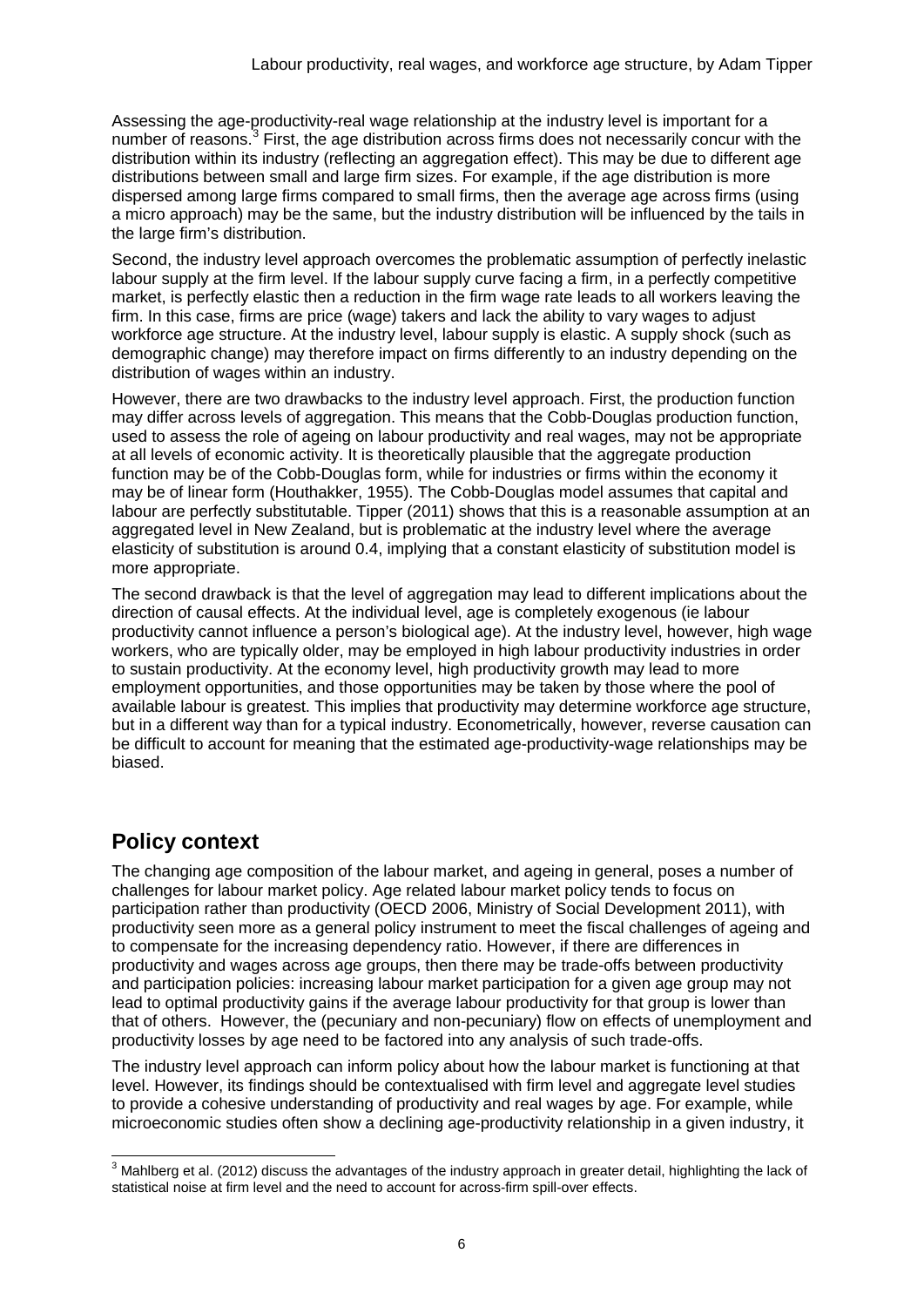Assessing the age-productivity-real wage relationship at the industry level is important for a number of reasons.[3] First, the age distribution across firms does not necessarily concur with the distribution within its industry (reflecting an aggregation effect). This may be due to different age distributions between small and large firm sizes. For example, if the age distribution is more dispersed among large firms compared to small firms, then the average age across firms (using a micro approach) may be the same, but the industry distribution will be influenced by the tails in the large firm's distribution.

Second, the industry level approach overcomes the problematic assumption of perfectly inelastic labour supply at the firm level. If the labour supply curve facing a firm, in a perfectly competitive market, is perfectly elastic then a reduction in the firm wage rate leads to all workers leaving the firm. In this case, firms are price (wage) takers and lack the ability to vary wages to adjust workforce age structure. At the industry level, labour supply is elastic. A supply shock (such as demographic change) may therefore impact on firms differently to an industry depending on the distribution of wages within an industry.

However, there are two drawbacks to the industry level approach. First, the production function may differ across levels of aggregation. This means that the Cobb-Douglas production function, used to assess the role of ageing on labour productivity and real wages, may not be appropriate at all levels of economic activity. It is theoretically plausible that the aggregate production function may be of the Cobb-Douglas form, while for industries or firms within the economy it may be of linear form (Houthakker, 1955). The Cobb-Douglas model assumes that capital and labour are perfectly substitutable. Tipper (2011) shows that this is a reasonable assumption at an aggregated level in New Zealand, but is problematic at the industry level where the average elasticity of substitution is around 0.4, implying that a constant elasticity of substitution model is more appropriate.

The second drawback is that the level of aggregation may lead to different implications about the direction of causal effects. At the individual level, age is completely exogenous (ie labour productivity cannot influence a person's biological age). At the industry level, however, high wage workers, who are typically older, may be employed in high labour productivity industries in order to sustain productivity. At the economy level, high productivity growth may lead to more employment opportunities, and those opportunities may be taken by those where the pool of available labour is greatest. This implies that productivity may determine workforce age structure, but in a different way than for a typical industry. Econometrically, however, reverse causation can be difficult to account for meaning that the estimated age-productivity-wage relationships may be biased.

## Policy context

The changing age composition of the labour market, and ageing in general, poses a number of challenges for labour market policy. Age related labour market policy tends to focus on participation rather than productivity (OECD 2006, Ministry of Social Development 2011), with productivity seen more as a general policy instrument to meet the fiscal challenges of ageing and to compensate for the increasing dependency ratio. However, if there are differences in productivity and wages across age groups, then there may be trade-offs between productivity and participation policies: increasing labour market participation for a given age group may not lead to optimal productivity gains if the average labour productivity for that group is lower than that of others. However, the (pecuniary and non-pecuniary) flow on effects of unemployment and productivity losses by age need to be factored into any analysis of such trade-offs.

The industry level approach can inform policy about how the labour market is functioning at that level. However, its findings should be contextualised with firm level and aggregate level studies to provide a cohesive understanding of productivity and real wages by age. For example, while microeconomic studies often show a declining age-productivity relationship in a given industry, it

[3] Mahlberg et al. (2012) discuss the advantages of the industry approach in greater detail, highlighting the lack of statistical noise at firm level and the need to account for across-firm spill-over effects.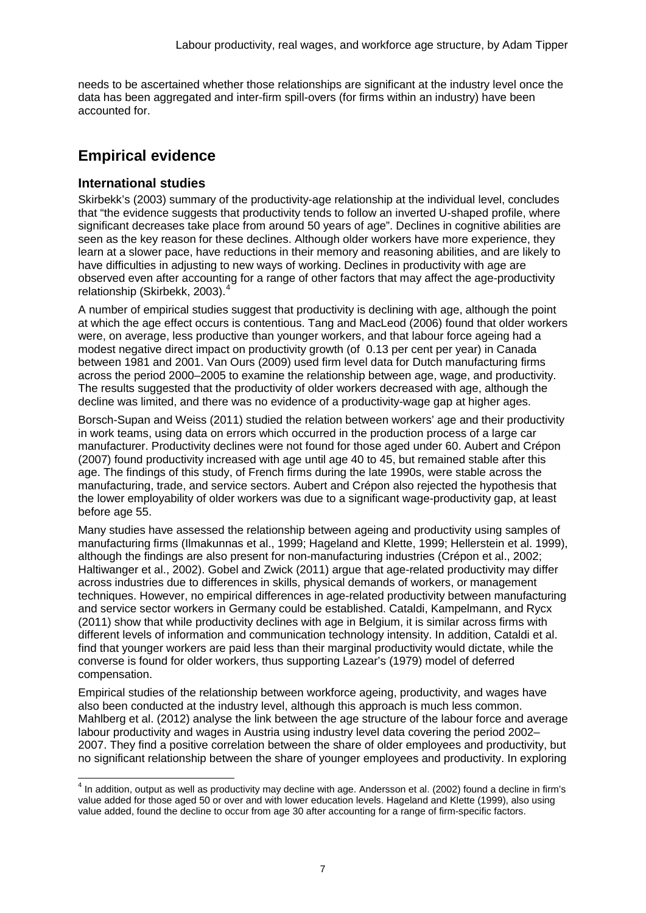needs to be ascertained whether those relationships are significant at the industry level once the data has been aggregated and inter-firm spill-overs (for firms within an industry) have been accounted for.

## Empirical evidence

### International studies

Skirbekk's (2003) summary of the productivity-age relationship at the individual level, concludes that "the evidence suggests that productivity tends to follow an inverted U-shaped profile, where significant decreases take place from around 50 years of age". Declines in cognitive abilities are seen as the key reason for these declines. Although older workers have more experience, they learn at a slower pace, have reductions in their memory and reasoning abilities, and are likely to have difficulties in adjusting to new ways of working. Declines in productivity with age are observed even after accounting for a range of other factors that may affect the age-productivity relationship (Skirbekk, 2003).[4]

A number of empirical studies suggest that productivity is declining with age, although the point at which the age effect occurs is contentious. Tang and MacLeod (2006) found that older workers were, on average, less productive than younger workers, and that labour force ageing had a modest negative direct impact on productivity growth (of 0.13 per cent per year) in Canada between 1981 and 2001. Van Ours (2009) used firm level data for Dutch manufacturing firms across the period 2000–2005 to examine the relationship between age, wage, and productivity. The results suggested that the productivity of older workers decreased with age, although the decline was limited, and there was no evidence of a productivity-wage gap at higher ages.

Borsch-Supan and Weiss (2011) studied the relation between workers' age and their productivity in work teams, using data on errors which occurred in the production process of a large car manufacturer. Productivity declines were not found for those aged under 60. Aubert and Crépon (2007) found productivity increased with age until age 40 to 45, but remained stable after this age. The findings of this study, of French firms during the late 1990s, were stable across the manufacturing, trade, and service sectors. Aubert and Crépon also rejected the hypothesis that the lower employability of older workers was due to a significant wage-productivity gap, at least before age 55.

Many studies have assessed the relationship between ageing and productivity using samples of manufacturing firms (Ilmakunnas et al., 1999; Hageland and Klette, 1999; Hellerstein et al. 1999), although the findings are also present for non-manufacturing industries (Crépon et al., 2002; Haltiwanger et al., 2002). Gobel and Zwick (2011) argue that age-related productivity may differ across industries due to differences in skills, physical demands of workers, or management techniques. However, no empirical differences in age-related productivity between manufacturing and service sector workers in Germany could be established. Cataldi, Kampelmann, and Rycx (2011) show that while productivity declines with age in Belgium, it is similar across firms with different levels of information and communication technology intensity. In addition, Cataldi et al. find that younger workers are paid less than their marginal productivity would dictate, while the converse is found for older workers, thus supporting Lazear's (1979) model of deferred compensation.

Empirical studies of the relationship between workforce ageing, productivity, and wages have also been conducted at the industry level, although this approach is much less common. Mahlberg et al. (2012) analyse the link between the age structure of the labour force and average labour productivity and wages in Austria using industry level data covering the period 2002–2007. They find a positive correlation between the share of older employees and productivity, but no significant relationship between the share of younger employees and productivity. In exploring

[4] In addition, output as well as productivity may decline with age. Andersson et al. (2002) found a decline in firm's value added for those aged 50 or over and with lower education levels. Hageland and Klette (1999), also using value added, found the decline to occur from age 30 after accounting for a range of firm-specific factors.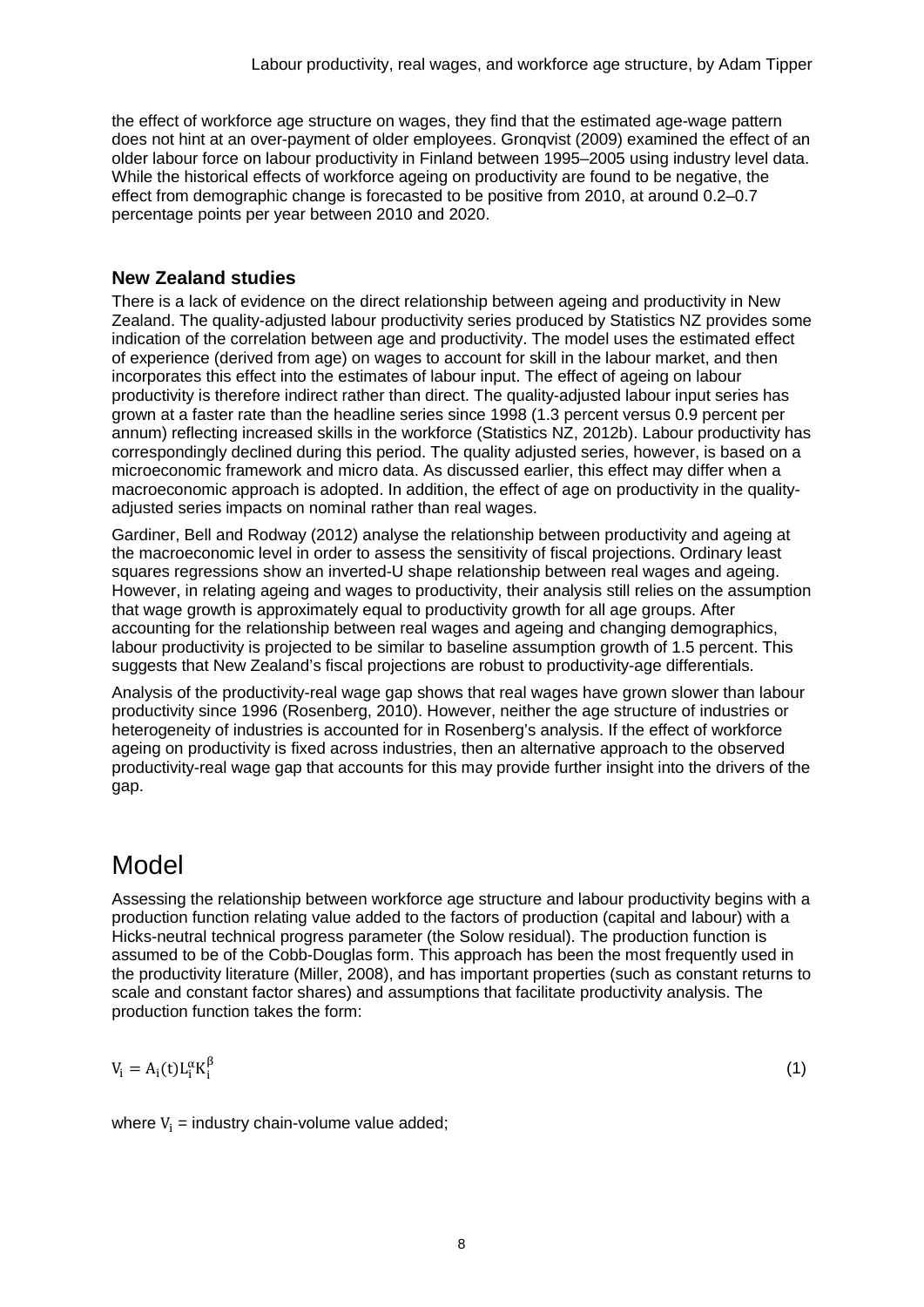the effect of workforce age structure on wages, they find that the estimated age-wage pattern does not hint at an over-payment of older employees. Gronqvist (2009) examined the effect of an older labour force on labour productivity in Finland between 1995–2005 using industry level data. While the historical effects of workforce ageing on productivity are found to be negative, the effect from demographic change is forecasted to be positive from 2010, at around 0.2–0.7 percentage points per year between 2010 and 2020.

### New Zealand studies

There is a lack of evidence on the direct relationship between ageing and productivity in New Zealand. The quality-adjusted labour productivity series produced by Statistics NZ provides some indication of the correlation between age and productivity. The model uses the estimated effect of experience (derived from age) on wages to account for skill in the labour market, and then incorporates this effect into the estimates of labour input. The effect of ageing on labour productivity is therefore indirect rather than direct. The quality-adjusted labour input series has grown at a faster rate than the headline series since 1998 (1.3 percent versus 0.9 percent per annum) reflecting increased skills in the workforce (Statistics NZ, 2012b). Labour productivity has correspondingly declined during this period. The quality adjusted series, however, is based on a microeconomic framework and micro data. As discussed earlier, this effect may differ when a macroeconomic approach is adopted. In addition, the effect of age on productivity in the quality-adjusted series impacts on nominal rather than real wages.

Gardiner, Bell and Rodway (2012) analyse the relationship between productivity and ageing at the macroeconomic level in order to assess the sensitivity of fiscal projections. Ordinary least squares regressions show an inverted-U shape relationship between real wages and ageing. However, in relating ageing and wages to productivity, their analysis still relies on the assumption that wage growth is approximately equal to productivity growth for all age groups. After accounting for the relationship between real wages and ageing and changing demographics, labour productivity is projected to be similar to baseline assumption growth of 1.5 percent. This suggests that New Zealand's fiscal projections are robust to productivity-age differentials.

Analysis of the productivity-real wage gap shows that real wages have grown slower than labour productivity since 1996 (Rosenberg, 2010). However, neither the age structure of industries or heterogeneity of industries is accounted for in Rosenberg's analysis. If the effect of workforce ageing on productivity is fixed across industries, then an alternative approach to the observed productivity-real wage gap that accounts for this may provide further insight into the drivers of the gap.

# Model

Assessing the relationship between workforce age structure and labour productivity begins with a production function relating value added to the factors of production (capital and labour) with a Hicks-neutral technical progress parameter (the Solow residual). The production function is assumed to be of the Cobb-Douglas form. This approach has been the most frequently used in the productivity literature (Miller, 2008), and has important properties (such as constant returns to scale and constant factor shares) and assumptions that facilitate productivity analysis. The production function takes the form:

$$V_i = A_i(t)L_i^{\alpha}K_i^{\beta} \qquad (1)$$

where $V_i$ = industry chain-volume value added;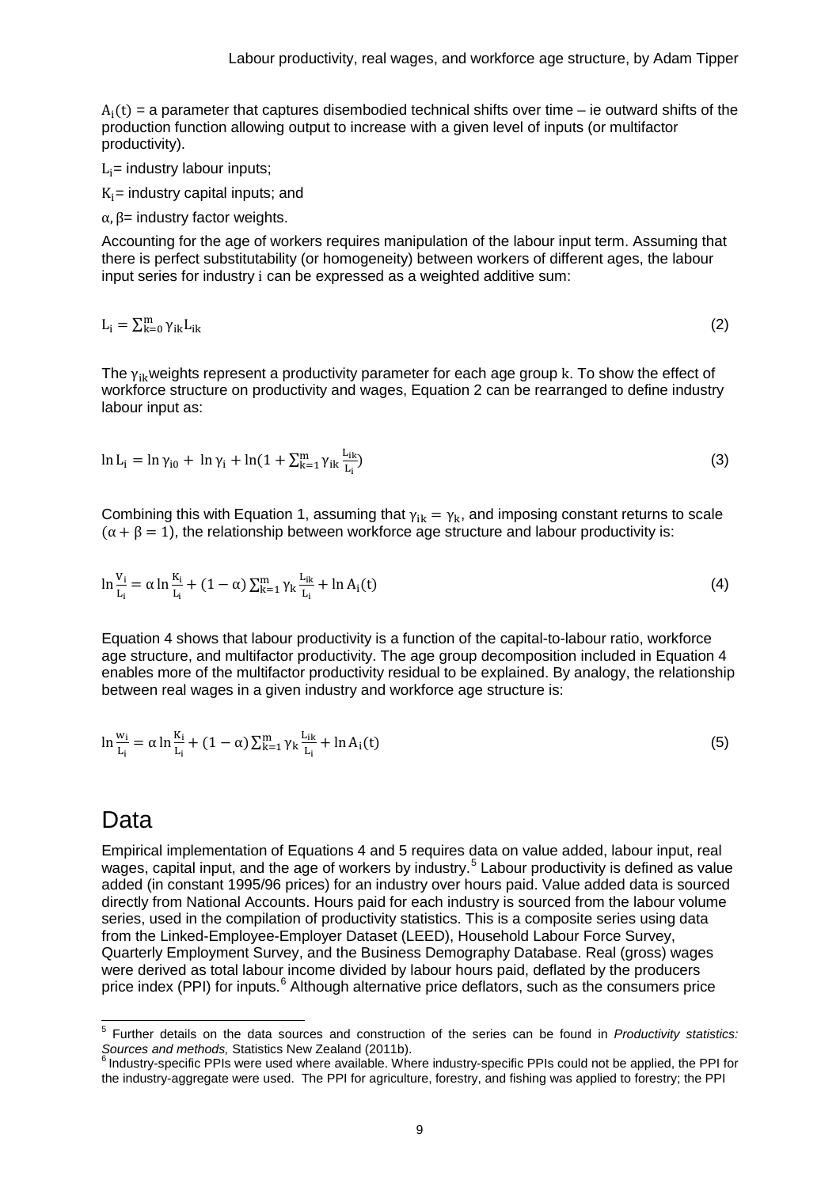$A_i(t)$ = a parameter that captures disembodied technical shifts over time – ie outward shifts of the production function allowing output to increase with a given level of inputs (or multifactor productivity).

$L_i$= industry labour inputs;

$K_i$= industry capital inputs; and

$\alpha, \beta$= industry factor weights.

Accounting for the age of workers requires manipulation of the labour input term. Assuming that there is perfect substitutability (or homogeneity) between workers of different ages, the labour input series for industry $i$ can be expressed as a weighted additive sum:

$$L_i = \sum_{k=0}^{m} \gamma_{ik} L_{ik} \tag{2}$$

The $\gamma_{ik}$ weights represent a productivity parameter for each age group $k$. To show the effect of workforce structure on productivity and wages, Equation 2 can be rearranged to define industry labour input as:

$$\ln L_i = \ln \gamma_{i0} + \ln \gamma_i + \ln(1 + \sum_{k=1}^{m} \gamma_{ik} \frac{L_{ik}}{L_i}) \tag{3}$$

Combining this with Equation 1, assuming that $\gamma_{ik} = \gamma_k$, and imposing constant returns to scale $(\alpha + \beta = 1)$, the relationship between workforce age structure and labour productivity is:

$$\ln \frac{V_i}{L_i} = \alpha \ln \frac{K_i}{L_i} + (1 - \alpha) \sum_{k=1}^{m} \gamma_k \frac{L_{ik}}{L_i} + \ln A_i(t) \tag{4}$$

Equation 4 shows that labour productivity is a function of the capital-to-labour ratio, workforce age structure, and multifactor productivity. The age group decomposition included in Equation 4 enables more of the multifactor productivity residual to be explained. By analogy, the relationship between real wages in a given industry and workforce age structure is:

$$\ln \frac{w_i}{L_i} = \alpha \ln \frac{K_i}{L_i} + (1 - \alpha) \sum_{k=1}^{m} \gamma_k \frac{L_{ik}}{L_i} + \ln A_i(t) \tag{5}$$

# Data

Empirical implementation of Equations 4 and 5 requires data on value added, labour input, real wages, capital input, and the age of workers by industry.[5] Labour productivity is defined as value added (in constant 1995/96 prices) for an industry over hours paid. Value added data is sourced directly from National Accounts. Hours paid for each industry is sourced from the labour volume series, used in the compilation of productivity statistics. This is a composite series using data from the Linked-Employee-Employer Dataset (LEED), Household Labour Force Survey, Quarterly Employment Survey, and the Business Demography Database. Real (gross) wages were derived as total labour income divided by labour hours paid, deflated by the producers price index (PPI) for inputs.[6] Although alternative price deflators, such as the consumers price

[5] Further details on the data sources and construction of the series can be found in *Productivity statistics: Sources and methods,* Statistics New Zealand (2011b).

[6] Industry-specific PPIs were used where available. Where industry-specific PPIs could not be applied, the PPI for the industry-aggregate were used. The PPI for agriculture, forestry, and fishing was applied to forestry; the PPI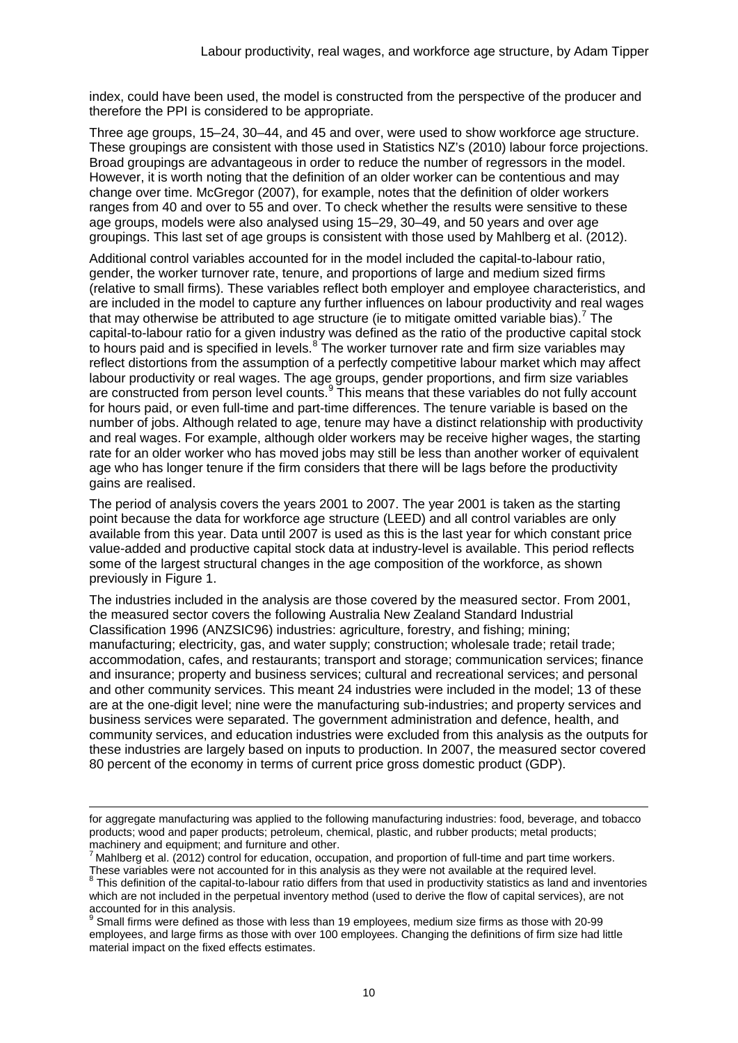index, could have been used, the model is constructed from the perspective of the producer and therefore the PPI is considered to be appropriate.

Three age groups, 15–24, 30–44, and 45 and over, were used to show workforce age structure. These groupings are consistent with those used in Statistics NZ's (2010) labour force projections. Broad groupings are advantageous in order to reduce the number of regressors in the model. However, it is worth noting that the definition of an older worker can be contentious and may change over time. McGregor (2007), for example, notes that the definition of older workers ranges from 40 and over to 55 and over. To check whether the results were sensitive to these age groups, models were also analysed using 15–29, 30–49, and 50 years and over age groupings. This last set of age groups is consistent with those used by Mahlberg et al. (2012).

Additional control variables accounted for in the model included the capital-to-labour ratio, gender, the worker turnover rate, tenure, and proportions of large and medium sized firms (relative to small firms). These variables reflect both employer and employee characteristics, and are included in the model to capture any further influences on labour productivity and real wages that may otherwise be attributed to age structure (ie to mitigate omitted variable bias).[7] The capital-to-labour ratio for a given industry was defined as the ratio of the productive capital stock to hours paid and is specified in levels.[8] The worker turnover rate and firm size variables may reflect distortions from the assumption of a perfectly competitive labour market which may affect labour productivity or real wages. The age groups, gender proportions, and firm size variables are constructed from person level counts.[9] This means that these variables do not fully account for hours paid, or even full-time and part-time differences. The tenure variable is based on the number of jobs. Although related to age, tenure may have a distinct relationship with productivity and real wages. For example, although older workers may be receive higher wages, the starting rate for an older worker who has moved jobs may still be less than another worker of equivalent age who has longer tenure if the firm considers that there will be lags before the productivity gains are realised.

The period of analysis covers the years 2001 to 2007. The year 2001 is taken as the starting point because the data for workforce age structure (LEED) and all control variables are only available from this year. Data until 2007 is used as this is the last year for which constant price value-added and productive capital stock data at industry-level is available. This period reflects some of the largest structural changes in the age composition of the workforce, as shown previously in Figure 1.

The industries included in the analysis are those covered by the measured sector. From 2001, the measured sector covers the following Australia New Zealand Standard Industrial Classification 1996 (ANZSIC96) industries: agriculture, forestry, and fishing; mining; manufacturing; electricity, gas, and water supply; construction; wholesale trade; retail trade; accommodation, cafes, and restaurants; transport and storage; communication services; finance and insurance; property and business services; cultural and recreational services; and personal and other community services. This meant 24 industries were included in the model; 13 of these are at the one-digit level; nine were the manufacturing sub-industries; and property services and business services were separated. The government administration and defence, health, and community services, and education industries were excluded from this analysis as the outputs for these industries are largely based on inputs to production. In 2007, the measured sector covered 80 percent of the economy in terms of current price gross domestic product (GDP).

---

for aggregate manufacturing was applied to the following manufacturing industries: food, beverage, and tobacco products; wood and paper products; petroleum, chemical, plastic, and rubber products; metal products; machinery and equipment; and furniture and other.

[7] Mahlberg et al. (2012) control for education, occupation, and proportion of full-time and part time workers. These variables were not accounted for in this analysis as they were not available at the required level.

[8] This definition of the capital-to-labour ratio differs from that used in productivity statistics as land and inventories which are not included in the perpetual inventory method (used to derive the flow of capital services), are not accounted for in this analysis.

[9] Small firms were defined as those with less than 19 employees, medium size firms as those with 20-99 employees, and large firms as those with over 100 employees. Changing the definitions of firm size had little material impact on the fixed effects estimates.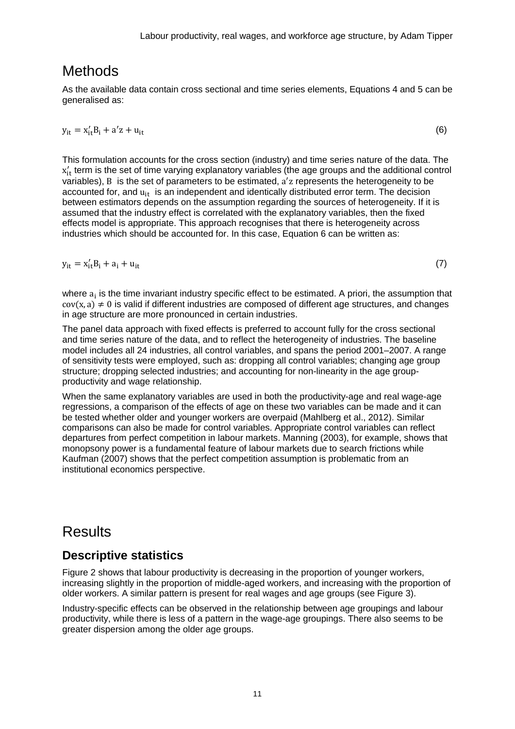# Methods

As the available data contain cross sectional and time series elements, Equations 4 and 5 can be generalised as:

$$y_{it} = x'_{it}B_i + a'z + u_{it} \tag{6}$$

This formulation accounts for the cross section (industry) and time series nature of the data. The $x'_{it}$ term is the set of time varying explanatory variables (the age groups and the additional control variables), $B$ is the set of parameters to be estimated, $a'z$ represents the heterogeneity to be accounted for, and $u_{it}$ is an independent and identically distributed error term. The decision between estimators depends on the assumption regarding the sources of heterogeneity. If it is assumed that the industry effect is correlated with the explanatory variables, then the fixed effects model is appropriate. This approach recognises that there is heterogeneity across industries which should be accounted for. In this case, Equation 6 can be written as:

$$y_{it} = x'_{it}B_i + a_i + u_{it} \tag{7}$$

where $a_i$ is the time invariant industry specific effect to be estimated. A priori, the assumption that $\text{cov}(x, a) \neq 0$ is valid if different industries are composed of different age structures, and changes in age structure are more pronounced in certain industries.

The panel data approach with fixed effects is preferred to account fully for the cross sectional and time series nature of the data, and to reflect the heterogeneity of industries. The baseline model includes all 24 industries, all control variables, and spans the period 2001–2007. A range of sensitivity tests were employed, such as: dropping all control variables; changing age group structure; dropping selected industries; and accounting for non-linearity in the age group-productivity and wage relationship.

When the same explanatory variables are used in both the productivity-age and real wage-age regressions, a comparison of the effects of age on these two variables can be made and it can be tested whether older and younger workers are overpaid (Mahlberg et al., 2012). Similar comparisons can also be made for control variables. Appropriate control variables can reflect departures from perfect competition in labour markets. Manning (2003), for example, shows that monopsony power is a fundamental feature of labour markets due to search frictions while Kaufman (2007) shows that the perfect competition assumption is problematic from an institutional economics perspective.

# Results

## Descriptive statistics

Figure 2 shows that labour productivity is decreasing in the proportion of younger workers, increasing slightly in the proportion of middle-aged workers, and increasing with the proportion of older workers. A similar pattern is present for real wages and age groups (see Figure 3).

Industry-specific effects can be observed in the relationship between age groupings and labour productivity, while there is less of a pattern in the wage-age groupings. There also seems to be greater dispersion among the older age groups.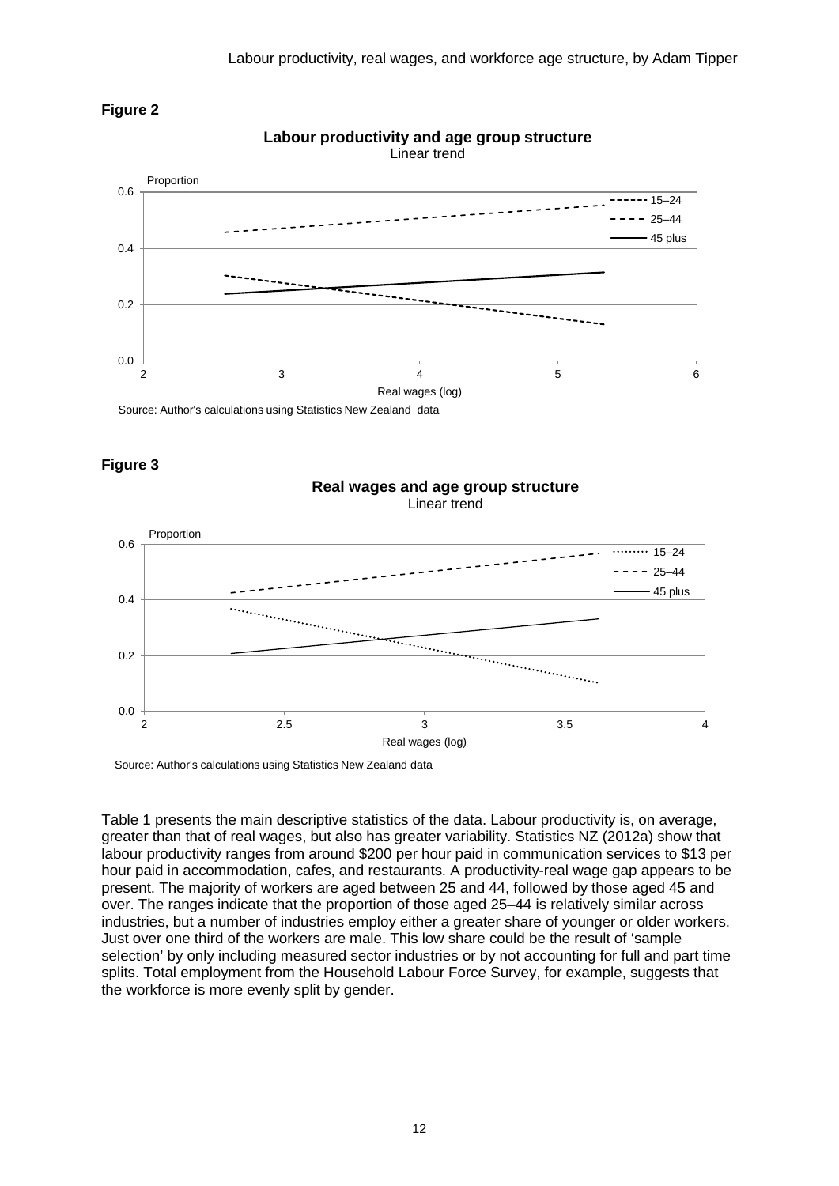**Figure 2**

**Labour productivity and age group structure**
Linear trend

Source: Author's calculations using Statistics New Zealand data

**Figure 3**

**Real wages and age group structure**
Linear trend

Source: Author's calculations using Statistics New Zealand data

Table 1 presents the main descriptive statistics of the data. Labour productivity is, on average, greater than that of real wages, but also has greater variability. Statistics NZ (2012a) show that labour productivity ranges from around \$200 per hour paid in communication services to \$13 per hour paid in accommodation, cafes, and restaurants. A productivity-real wage gap appears to be present. The majority of workers are aged between 25 and 44, followed by those aged 45 and over. The ranges indicate that the proportion of those aged 25–44 is relatively similar across industries, but a number of industries employ either a greater share of younger or older workers. Just over one third of the workers are male. This low share could be the result of 'sample selection' by only including measured sector industries or by not accounting for full and part time splits. Total employment from the Household Labour Force Survey, for example, suggests that the workforce is more evenly split by gender.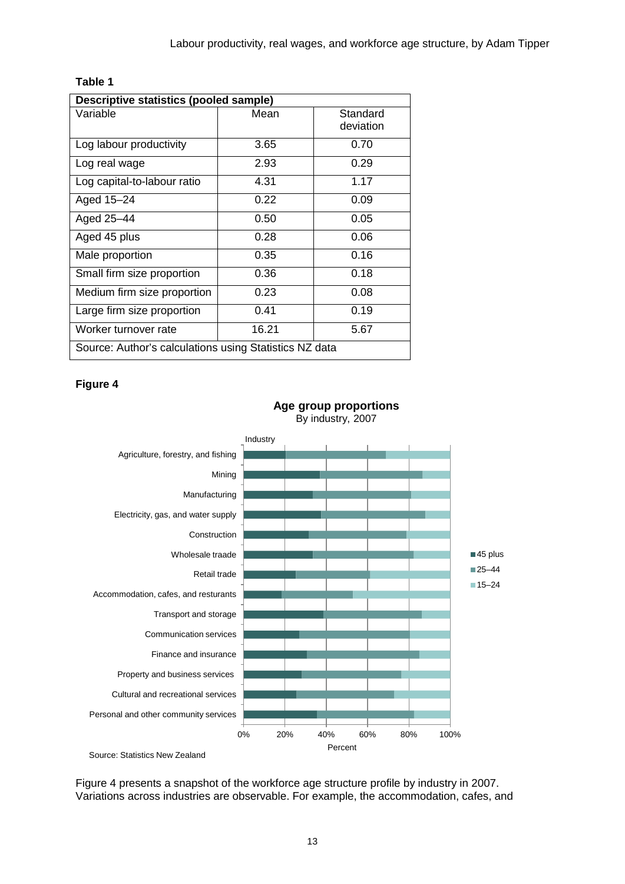**Table 1**

| Descriptive statistics (pooled sample) | | |
|---|---|---|
| Variable | Mean | Standard deviation |
| Log labour productivity | 3.65 | 0.70 |
| Log real wage | 2.93 | 0.29 |
| Log capital-to-labour ratio | 4.31 | 1.17 |
| Aged 15–24 | 0.22 | 0.09 |
| Aged 25–44 | 0.50 | 0.05 |
| Aged 45 plus | 0.28 | 0.06 |
| Male proportion | 0.35 | 0.16 |
| Small firm size proportion | 0.36 | 0.18 |
| Medium firm size proportion | 0.23 | 0.08 |
| Large firm size proportion | 0.41 | 0.19 |
| Worker turnover rate | 16.21 | 5.67 |

Source: Author's calculations using Statistics NZ data

**Figure 4**

**Age group proportions**
By industry, 2007

Source: Statistics New Zealand

Figure 4 presents a snapshot of the workforce age structure profile by industry in 2007. Variations across industries are observable. For example, the accommodation, cafes, and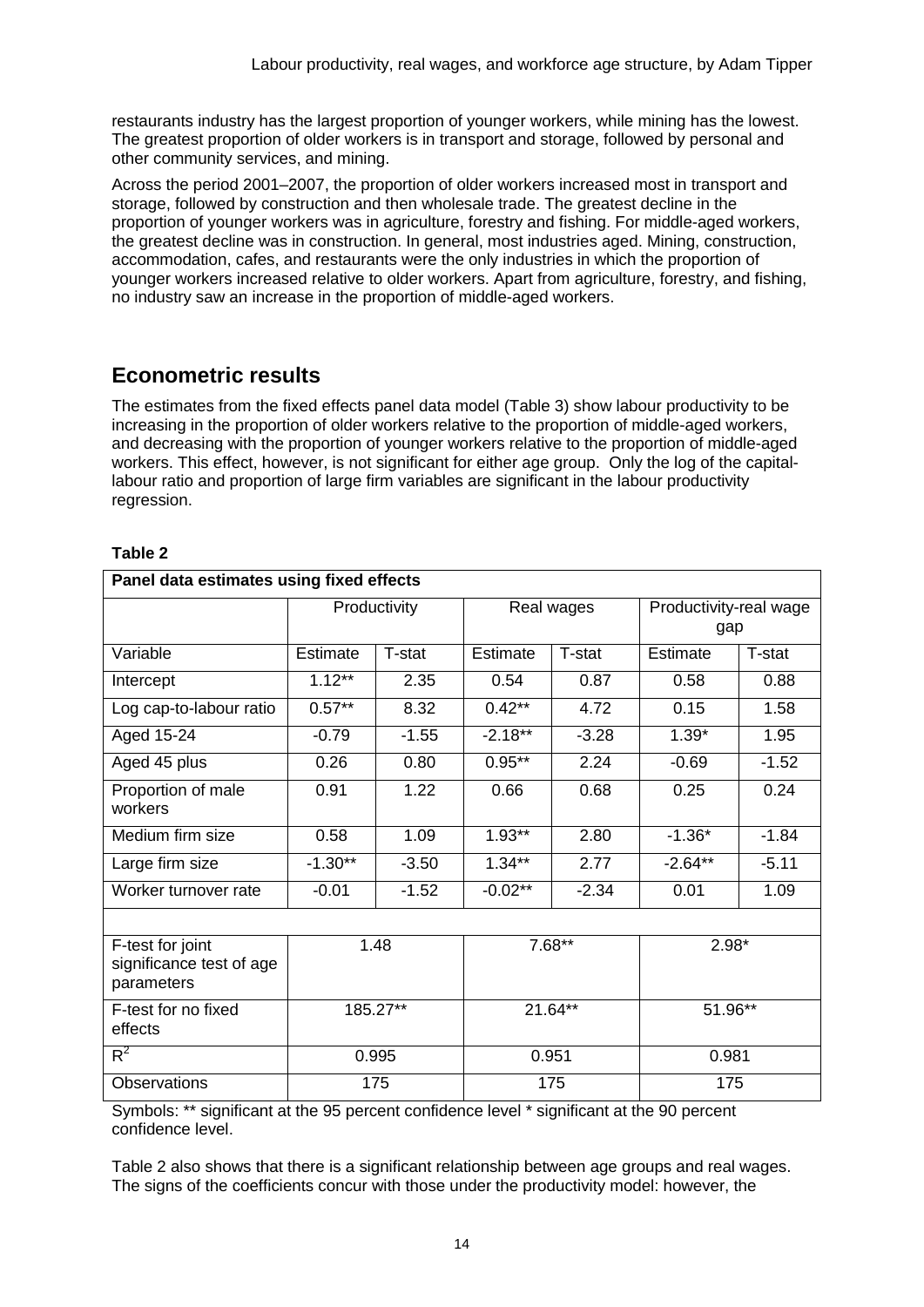restaurants industry has the largest proportion of younger workers, while mining has the lowest. The greatest proportion of older workers is in transport and storage, followed by personal and other community services, and mining.

Across the period 2001–2007, the proportion of older workers increased most in transport and storage, followed by construction and then wholesale trade. The greatest decline in the proportion of younger workers was in agriculture, forestry and fishing. For middle-aged workers, the greatest decline was in construction. In general, most industries aged. Mining, construction, accommodation, cafes, and restaurants were the only industries in which the proportion of younger workers increased relative to older workers. Apart from agriculture, forestry, and fishing, no industry saw an increase in the proportion of middle-aged workers.

## Econometric results

The estimates from the fixed effects panel data model (Table 3) show labour productivity to be increasing in the proportion of older workers relative to the proportion of middle-aged workers, and decreasing with the proportion of younger workers relative to the proportion of middle-aged workers. This effect, however, is not significant for either age group. Only the log of the capital-labour ratio and proportion of large firm variables are significant in the labour productivity regression.

**Table 2**

**Panel data estimates using fixed effects**

| | Productivity | | Real wages | | Productivity-real wage gap | |
|---|---|---|---|---|---|---|
| Variable | Estimate | T-stat | Estimate | T-stat | Estimate | T-stat |
| Intercept | 1.12** | 2.35 | 0.54 | 0.87 | 0.58 | 0.88 |
| Log cap-to-labour ratio | 0.57** | 8.32 | 0.42** | 4.72 | 0.15 | 1.58 |
| Aged 15-24 | -0.79 | -1.55 | -2.18** | -3.28 | 1.39* | 1.95 |
| Aged 45 plus | 0.26 | 0.80 | 0.95** | 2.24 | -0.69 | -1.52 |
| Proportion of male workers | 0.91 | 1.22 | 0.66 | 0.68 | 0.25 | 0.24 |
| Medium firm size | 0.58 | 1.09 | 1.93** | 2.80 | -1.36* | -1.84 |
| Large firm size | -1.30** | -3.50 | 1.34** | 2.77 | -2.64** | -5.11 |
| Worker turnover rate | -0.01 | -1.52 | -0.02** | -2.34 | 0.01 | 1.09 |
| | | | | | | |
| F-test for joint significance test of age parameters | 1.48 | | 7.68** | | 2.98* | |
| F-test for no fixed effects | 185.27** | | 21.64** | | 51.96** | |
| $R^2$ | 0.995 | | 0.951 | | 0.981 | |
| Observations | 175 | | 175 | | 175 | |

Symbols: ** significant at the 95 percent confidence level * significant at the 90 percent confidence level.

Table 2 also shows that there is a significant relationship between age groups and real wages. The signs of the coefficients concur with those under the productivity model: however, the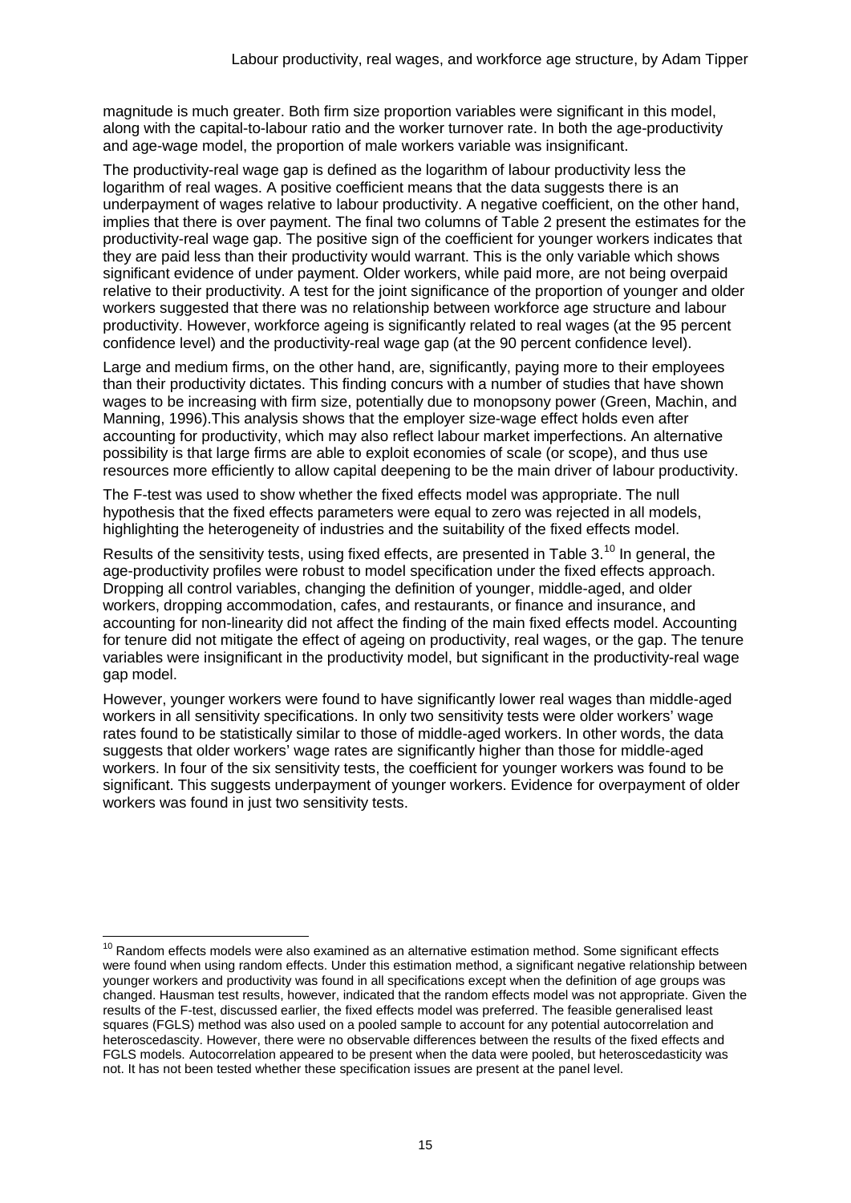magnitude is much greater. Both firm size proportion variables were significant in this model, along with the capital-to-labour ratio and the worker turnover rate. In both the age-productivity and age-wage model, the proportion of male workers variable was insignificant.

The productivity-real wage gap is defined as the logarithm of labour productivity less the logarithm of real wages. A positive coefficient means that the data suggests there is an underpayment of wages relative to labour productivity. A negative coefficient, on the other hand, implies that there is over payment. The final two columns of Table 2 present the estimates for the productivity-real wage gap. The positive sign of the coefficient for younger workers indicates that they are paid less than their productivity would warrant. This is the only variable which shows significant evidence of under payment. Older workers, while paid more, are not being overpaid relative to their productivity. A test for the joint significance of the proportion of younger and older workers suggested that there was no relationship between workforce age structure and labour productivity. However, workforce ageing is significantly related to real wages (at the 95 percent confidence level) and the productivity-real wage gap (at the 90 percent confidence level).

Large and medium firms, on the other hand, are, significantly, paying more to their employees than their productivity dictates. This finding concurs with a number of studies that have shown wages to be increasing with firm size, potentially due to monopsony power (Green, Machin, and Manning, 1996).This analysis shows that the employer size-wage effect holds even after accounting for productivity, which may also reflect labour market imperfections. An alternative possibility is that large firms are able to exploit economies of scale (or scope), and thus use resources more efficiently to allow capital deepening to be the main driver of labour productivity.

The F-test was used to show whether the fixed effects model was appropriate. The null hypothesis that the fixed effects parameters were equal to zero was rejected in all models, highlighting the heterogeneity of industries and the suitability of the fixed effects model.

Results of the sensitivity tests, using fixed effects, are presented in Table 3.[10] In general, the age-productivity profiles were robust to model specification under the fixed effects approach. Dropping all control variables, changing the definition of younger, middle-aged, and older workers, dropping accommodation, cafes, and restaurants, or finance and insurance, and accounting for non-linearity did not affect the finding of the main fixed effects model. Accounting for tenure did not mitigate the effect of ageing on productivity, real wages, or the gap. The tenure variables were insignificant in the productivity model, but significant in the productivity-real wage gap model.

However, younger workers were found to have significantly lower real wages than middle-aged workers in all sensitivity specifications. In only two sensitivity tests were older workers' wage rates found to be statistically similar to those of middle-aged workers. In other words, the data suggests that older workers' wage rates are significantly higher than those for middle-aged workers. In four of the six sensitivity tests, the coefficient for younger workers was found to be significant. This suggests underpayment of younger workers. Evidence for overpayment of older workers was found in just two sensitivity tests.

[10] Random effects models were also examined as an alternative estimation method. Some significant effects were found when using random effects. Under this estimation method, a significant negative relationship between younger workers and productivity was found in all specifications except when the definition of age groups was changed. Hausman test results, however, indicated that the random effects model was not appropriate. Given the results of the F-test, discussed earlier, the fixed effects model was preferred. The feasible generalised least squares (FGLS) method was also used on a pooled sample to account for any potential autocorrelation and heteroscedascity. However, there were no observable differences between the results of the fixed effects and FGLS models. Autocorrelation appeared to be present when the data were pooled, but heteroscedasticity was not. It has not been tested whether these specification issues are present at the panel level.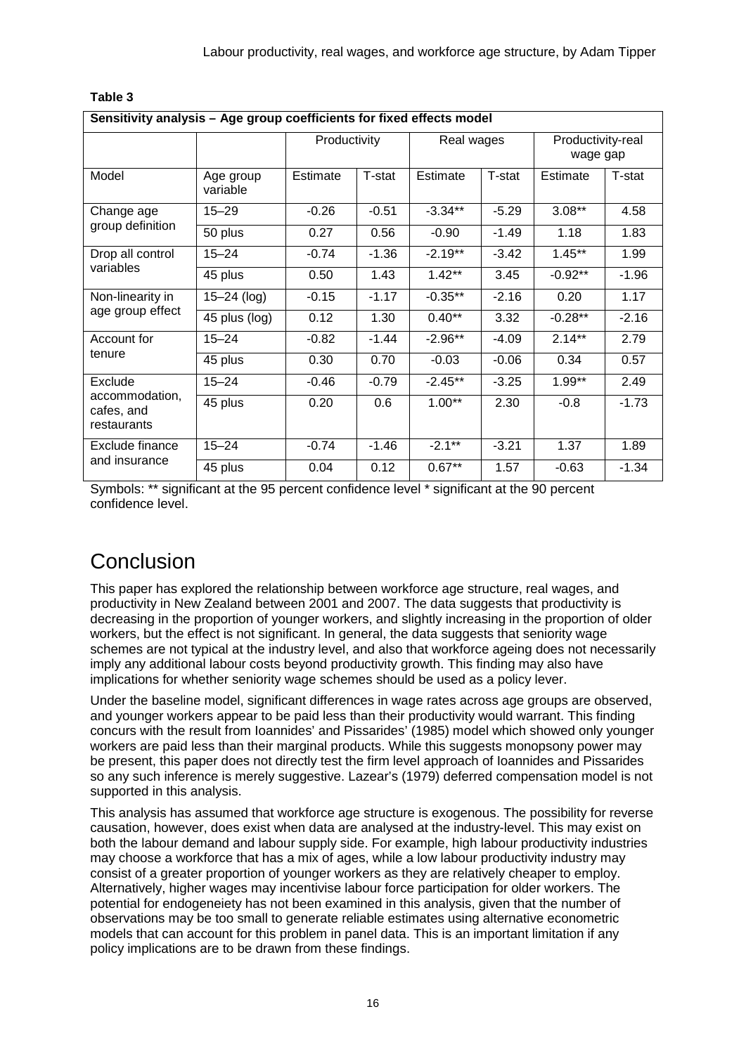**Table 3**

| Sensitivity analysis – Age group coefficients for fixed effects model | | | | | | | |
|---|---|---|---|---|---|---|---|
| | | Productivity | | Real wages | | Productivity-real wage gap | |
| Model | Age group variable | Estimate | T-stat | Estimate | T-stat | Estimate | T-stat |
| Change age group definition | 15–29 | -0.26 | -0.51 | -3.34** | -5.29 | 3.08** | 4.58 |
| | 50 plus | 0.27 | 0.56 | -0.90 | -1.49 | 1.18 | 1.83 |
| Drop all control variables | 15–24 | -0.74 | -1.36 | -2.19** | -3.42 | 1.45** | 1.99 |
| | 45 plus | 0.50 | 1.43 | 1.42** | 3.45 | -0.92** | -1.96 |
| Non-linearity in age group effect | 15–24 (log) | -0.15 | -1.17 | -0.35** | -2.16 | 0.20 | 1.17 |
| | 45 plus (log) | 0.12 | 1.30 | 0.40** | 3.32 | -0.28** | -2.16 |
| Account for tenure | 15–24 | -0.82 | -1.44 | -2.96** | -4.09 | 2.14** | 2.79 |
| | 45 plus | 0.30 | 0.70 | -0.03 | -0.06 | 0.34 | 0.57 |
| Exclude accommodation, cafes, and restaurants | 15–24 | -0.46 | -0.79 | -2.45** | -3.25 | 1.99** | 2.49 |
| | 45 plus | 0.20 | 0.6 | 1.00** | 2.30 | -0.8 | -1.73 |
| Exclude finance and insurance | 15–24 | -0.74 | -1.46 | -2.1** | -3.21 | 1.37 | 1.89 |
| | 45 plus | 0.04 | 0.12 | 0.67** | 1.57 | -0.63 | -1.34 |

Symbols: ** significant at the 95 percent confidence level * significant at the 90 percent confidence level.

# Conclusion

This paper has explored the relationship between workforce age structure, real wages, and productivity in New Zealand between 2001 and 2007. The data suggests that productivity is decreasing in the proportion of younger workers, and slightly increasing in the proportion of older workers, but the effect is not significant. In general, the data suggests that seniority wage schemes are not typical at the industry level, and also that workforce ageing does not necessarily imply any additional labour costs beyond productivity growth. This finding may also have implications for whether seniority wage schemes should be used as a policy lever.

Under the baseline model, significant differences in wage rates across age groups are observed, and younger workers appear to be paid less than their productivity would warrant. This finding concurs with the result from Ioannides' and Pissarides' (1985) model which showed only younger workers are paid less than their marginal products. While this suggests monopsony power may be present, this paper does not directly test the firm level approach of Ioannides and Pissarides so any such inference is merely suggestive. Lazear's (1979) deferred compensation model is not supported in this analysis.

This analysis has assumed that workforce age structure is exogenous. The possibility for reverse causation, however, does exist when data are analysed at the industry-level. This may exist on both the labour demand and labour supply side. For example, high labour productivity industries may choose a workforce that has a mix of ages, while a low labour productivity industry may consist of a greater proportion of younger workers as they are relatively cheaper to employ. Alternatively, higher wages may incentivise labour force participation for older workers. The potential for endogeneiety has not been examined in this analysis, given that the number of observations may be too small to generate reliable estimates using alternative econometric models that can account for this problem in panel data. This is an important limitation if any policy implications are to be drawn from these findings.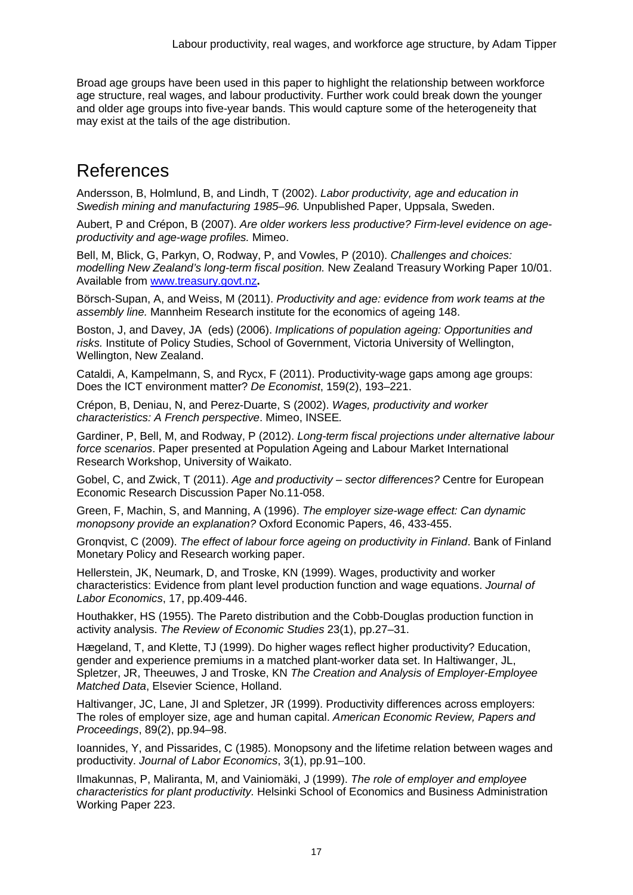Broad age groups have been used in this paper to highlight the relationship between workforce age structure, real wages, and labour productivity. Further work could break down the younger and older age groups into five-year bands. This would capture some of the heterogeneity that may exist at the tails of the age distribution.

# References

Andersson, B, Holmlund, B, and Lindh, T (2002). *Labor productivity, age and education in Swedish mining and manufacturing 1985–96.* Unpublished Paper, Uppsala, Sweden.

Aubert, P and Crépon, B (2007). *Are older workers less productive? Firm-level evidence on age-productivity and age-wage profiles.* Mimeo.

Bell, M, Blick, G, Parkyn, O, Rodway, P, and Vowles, P (2010). *Challenges and choices: modelling New Zealand's long-term fiscal position.* New Zealand Treasury Working Paper 10/01. Available from [www.treasury.govt.nz](www.treasury.govt.nz)**.**

Börsch-Supan, A, and Weiss, M (2011). *Productivity and age: evidence from work teams at the assembly line.* Mannheim Research institute for the economics of ageing 148.

Boston, J, and Davey, JA (eds) (2006). *Implications of population ageing: Opportunities and risks.* Institute of Policy Studies, School of Government, Victoria University of Wellington, Wellington, New Zealand.

Cataldi, A, Kampelmann, S, and Rycx, F (2011). Productivity-wage gaps among age groups: Does the ICT environment matter? *De Economist*, 159(2), 193–221.

Crépon, B, Deniau, N, and Perez-Duarte, S (2002). *Wages, productivity and worker characteristics: A French perspective*. Mimeo, INSEE*.*

Gardiner, P, Bell, M, and Rodway, P (2012). *Long-term fiscal projections under alternative labour force scenarios*. Paper presented at Population Ageing and Labour Market International Research Workshop, University of Waikato.

Gobel, C, and Zwick, T (2011). *Age and productivity – sector differences?* Centre for European Economic Research Discussion Paper No.11-058.

Green, F, Machin, S, and Manning, A (1996). *The employer size-wage effect: Can dynamic monopsony provide an explanation?* Oxford Economic Papers, 46, 433-455.

Gronqvist, C (2009). *The effect of labour force ageing on productivity in Finland*. Bank of Finland Monetary Policy and Research working paper.

Hellerstein, JK, Neumark, D, and Troske, KN (1999). Wages, productivity and worker characteristics: Evidence from plant level production function and wage equations. *Journal of Labor Economics*, 17, pp.409-446.

Houthakker, HS (1955). The Pareto distribution and the Cobb-Douglas production function in activity analysis. *The Review of Economic Studies* 23(1), pp.27–31.

Hægeland, T, and Klette, TJ (1999). Do higher wages reflect higher productivity? Education, gender and experience premiums in a matched plant-worker data set. In Haltiwanger, JL, Spletzer, JR, Theeuwes, J and Troske, KN *The Creation and Analysis of Employer-Employee Matched Data*, Elsevier Science, Holland.

Haltivanger, JC, Lane, JI and Spletzer, JR (1999). Productivity differences across employers: The roles of employer size, age and human capital. *American Economic Review, Papers and Proceedings*, 89(2), pp.94–98.

Ioannides, Y, and Pissarides, C (1985). Monopsony and the lifetime relation between wages and productivity. *Journal of Labor Economics*, 3(1), pp.91–100.

Ilmakunnas, P, Maliranta, M, and Vainiomäki, J (1999). *The role of employer and employee characteristics for plant productivity.* Helsinki School of Economics and Business Administration Working Paper 223.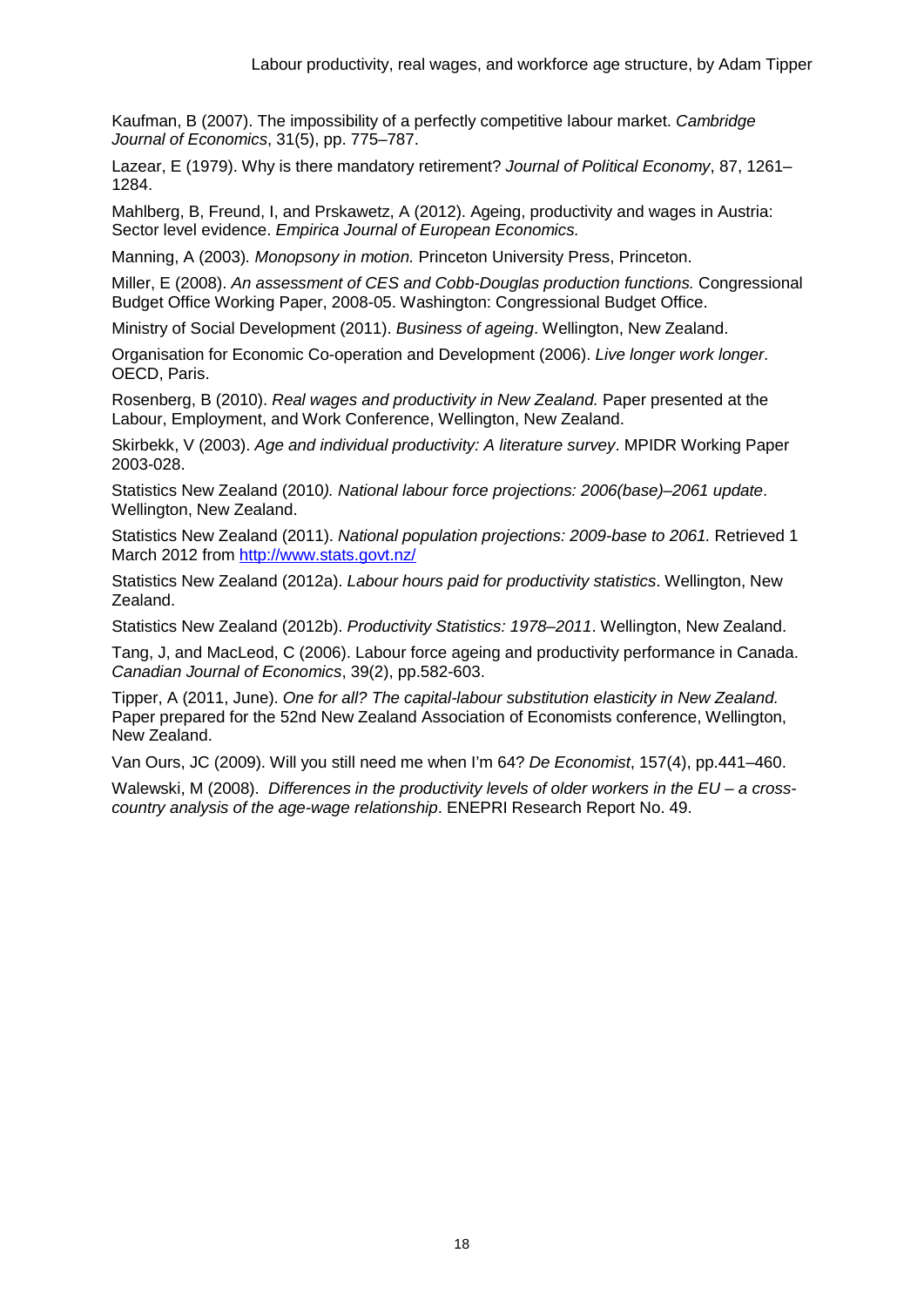Kaufman, B (2007). The impossibility of a perfectly competitive labour market. *Cambridge Journal of Economics*, 31(5), pp. 775–787.

Lazear, E (1979). Why is there mandatory retirement? *Journal of Political Economy*, 87, 1261–1284.

Mahlberg, B, Freund, I, and Prskawetz, A (2012). Ageing, productivity and wages in Austria: Sector level evidence. *Empirica Journal of European Economics.*

Manning, A (2003)*. Monopsony in motion.* Princeton University Press, Princeton.

Miller, E (2008). *An assessment of CES and Cobb-Douglas production functions.* Congressional Budget Office Working Paper, 2008-05. Washington: Congressional Budget Office.

Ministry of Social Development (2011). *Business of ageing*. Wellington, New Zealand.

Organisation for Economic Co-operation and Development (2006). *Live longer work longer*. OECD, Paris.

Rosenberg, B (2010). *Real wages and productivity in New Zealand.* Paper presented at the Labour, Employment, and Work Conference, Wellington, New Zealand.

Skirbekk, V (2003). *Age and individual productivity: A literature survey*. MPIDR Working Paper 2003-028.

Statistics New Zealand (2010*). National labour force projections: 2006(base)–2061 update*. Wellington, New Zealand.

Statistics New Zealand (2011). *National population projections: 2009-base to 2061.* Retrieved 1 March 2012 from http://www.stats.govt.nz/

Statistics New Zealand (2012a). *Labour hours paid for productivity statistics*. Wellington, New Zealand.

Statistics New Zealand (2012b). *Productivity Statistics: 1978–2011*. Wellington, New Zealand.

Tang, J, and MacLeod, C (2006). Labour force ageing and productivity performance in Canada. *Canadian Journal of Economics*, 39(2), pp.582-603.

Tipper, A (2011, June). *One for all? The capital-labour substitution elasticity in New Zealand.* Paper prepared for the 52nd New Zealand Association of Economists conference, Wellington, New Zealand.

Van Ours, JC (2009). Will you still need me when I'm 64? *De Economist*, 157(4), pp.441–460.

Walewski, M (2008). *Differences in the productivity levels of older workers in the EU – a cross-country analysis of the age-wage relationship*. ENEPRI Research Report No. 49.